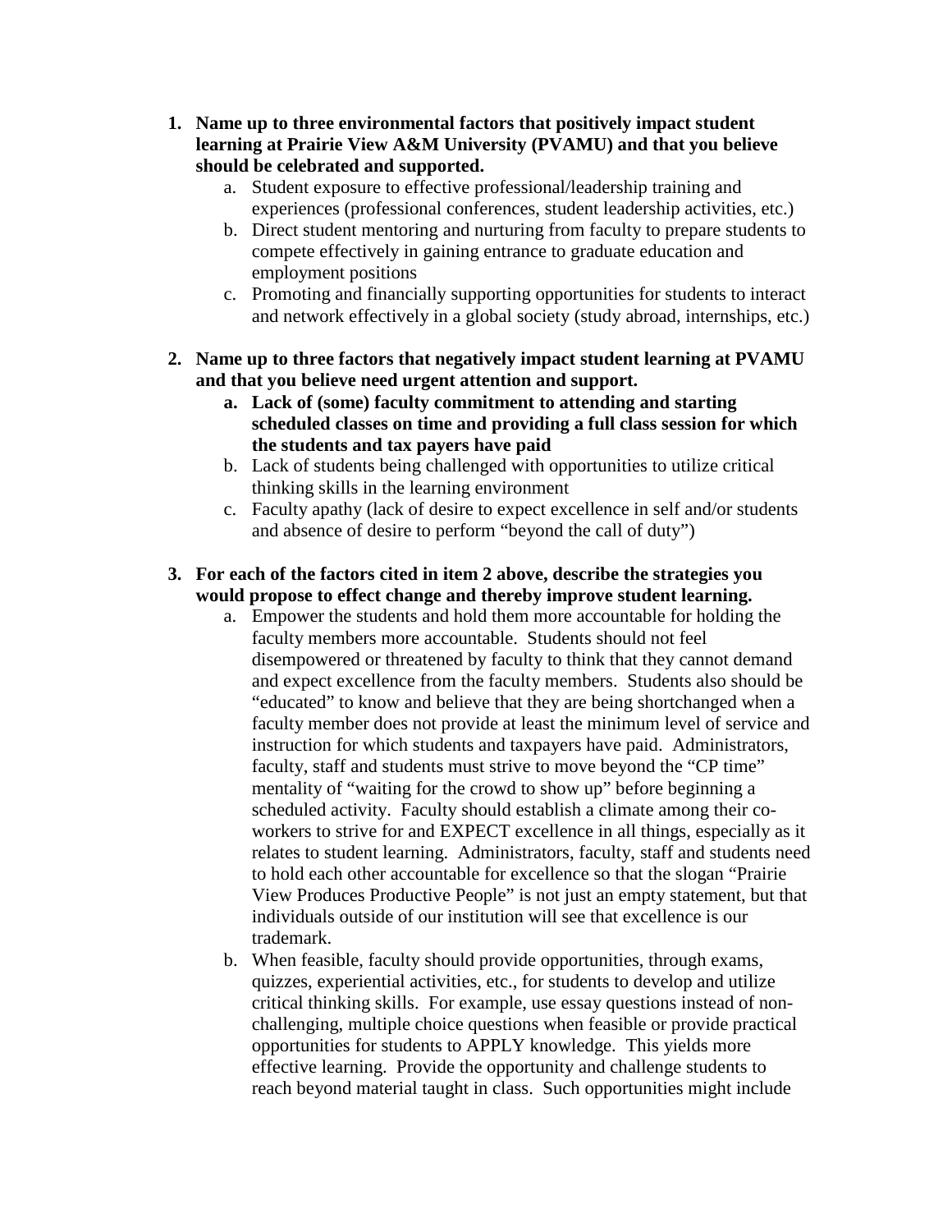1. **Name up to three environmental factors that positively impact student learning at Prairie View A&M University (PVAMU) and that you believe should be celebrated and supported.**
    a. Student exposure to effective professional/leadership training and experiences (professional conferences, student leadership activities, etc.)
    b. Direct student mentoring and nurturing from faculty to prepare students to compete effectively in gaining entrance to graduate education and employment positions
    c. Promoting and financially supporting opportunities for students to interact and network effectively in a global society (study abroad, internships, etc.)

2. **Name up to three factors that negatively impact student learning at PVAMU and that you believe need urgent attention and support.**
    a. **Lack of (some) faculty commitment to attending and starting scheduled classes on time and providing a full class session for which the students and tax payers have paid**
    b. Lack of students being challenged with opportunities to utilize critical thinking skills in the learning environment
    c. Faculty apathy (lack of desire to expect excellence in self and/or students and absence of desire to perform "beyond the call of duty")

3. **For each of the factors cited in item 2 above, describe the strategies you would propose to effect change and thereby improve student learning.**
    a. Empower the students and hold them more accountable for holding the faculty members more accountable. Students should not feel disempowered or threatened by faculty to think that they cannot demand and expect excellence from the faculty members. Students also should be "educated" to know and believe that they are being shortchanged when a faculty member does not provide at least the minimum level of service and instruction for which students and taxpayers have paid. Administrators, faculty, staff and students must strive to move beyond the "CP time" mentality of "waiting for the crowd to show up" before beginning a scheduled activity. Faculty should establish a climate among their co-workers to strive for and EXPECT excellence in all things, especially as it relates to student learning. Administrators, faculty, staff and students need to hold each other accountable for excellence so that the slogan "Prairie View Produces Productive People" is not just an empty statement, but that individuals outside of our institution will see that excellence is our trademark.
    b. When feasible, faculty should provide opportunities, through exams, quizzes, experiential activities, etc., for students to develop and utilize critical thinking skills. For example, use essay questions instead of non-challenging, multiple choice questions when feasible or provide practical opportunities for students to APPLY knowledge. This yields more effective learning. Provide the opportunity and challenge students to reach beyond material taught in class. Such opportunities might include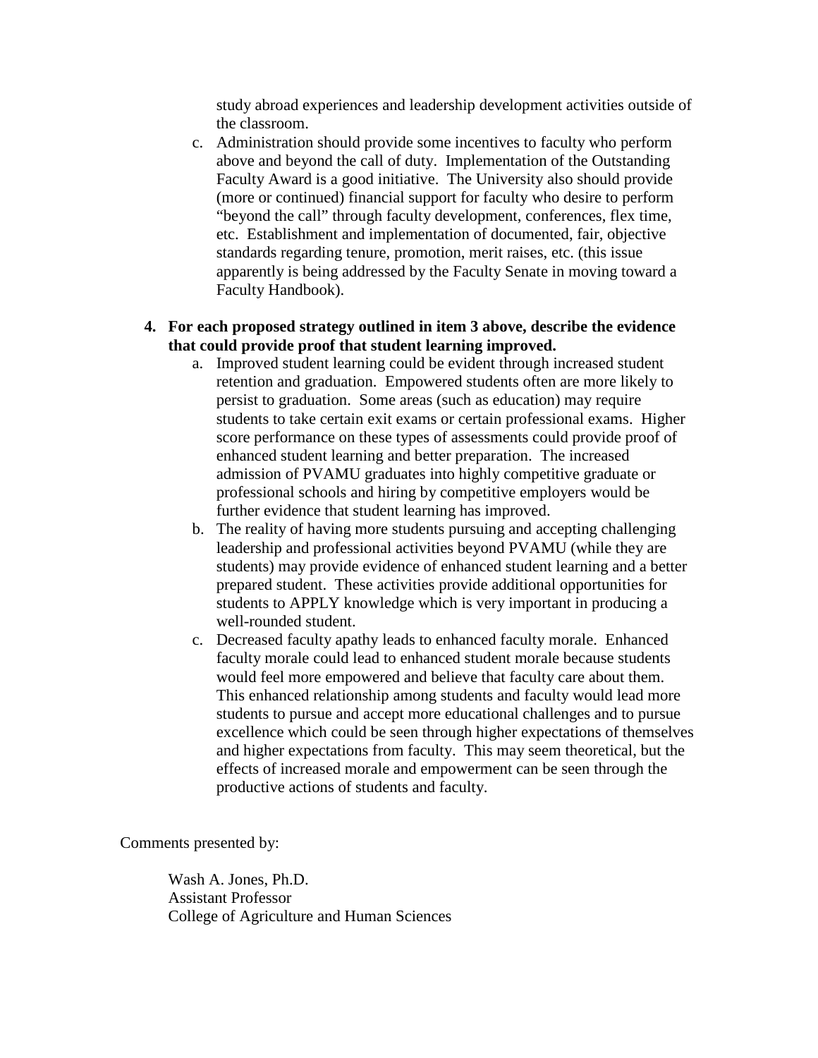study abroad experiences and leadership development activities outside of the classroom.

c. Administration should provide some incentives to faculty who perform above and beyond the call of duty. Implementation of the Outstanding Faculty Award is a good initiative. The University also should provide (more or continued) financial support for faculty who desire to perform "beyond the call" through faculty development, conferences, flex time, etc. Establishment and implementation of documented, fair, objective standards regarding tenure, promotion, merit raises, etc. (this issue apparently is being addressed by the Faculty Senate in moving toward a Faculty Handbook).

4. **For each proposed strategy outlined in item 3 above, describe the evidence that could provide proof that student learning improved.**
   a. Improved student learning could be evident through increased student retention and graduation. Empowered students often are more likely to persist to graduation. Some areas (such as education) may require students to take certain exit exams or certain professional exams. Higher score performance on these types of assessments could provide proof of enhanced student learning and better preparation. The increased admission of PVAMU graduates into highly competitive graduate or professional schools and hiring by competitive employers would be further evidence that student learning has improved.
   b. The reality of having more students pursuing and accepting challenging leadership and professional activities beyond PVAMU (while they are students) may provide evidence of enhanced student learning and a better prepared student. These activities provide additional opportunities for students to APPLY knowledge which is very important in producing a well-rounded student.
   c. Decreased faculty apathy leads to enhanced faculty morale. Enhanced faculty morale could lead to enhanced student morale because students would feel more empowered and believe that faculty care about them. This enhanced relationship among students and faculty would lead more students to pursue and accept more educational challenges and to pursue excellence which could be seen through higher expectations of themselves and higher expectations from faculty. This may seem theoretical, but the effects of increased morale and empowerment can be seen through the productive actions of students and faculty.

Comments presented by:

Wash A. Jones, Ph.D.
Assistant Professor
College of Agriculture and Human Sciences